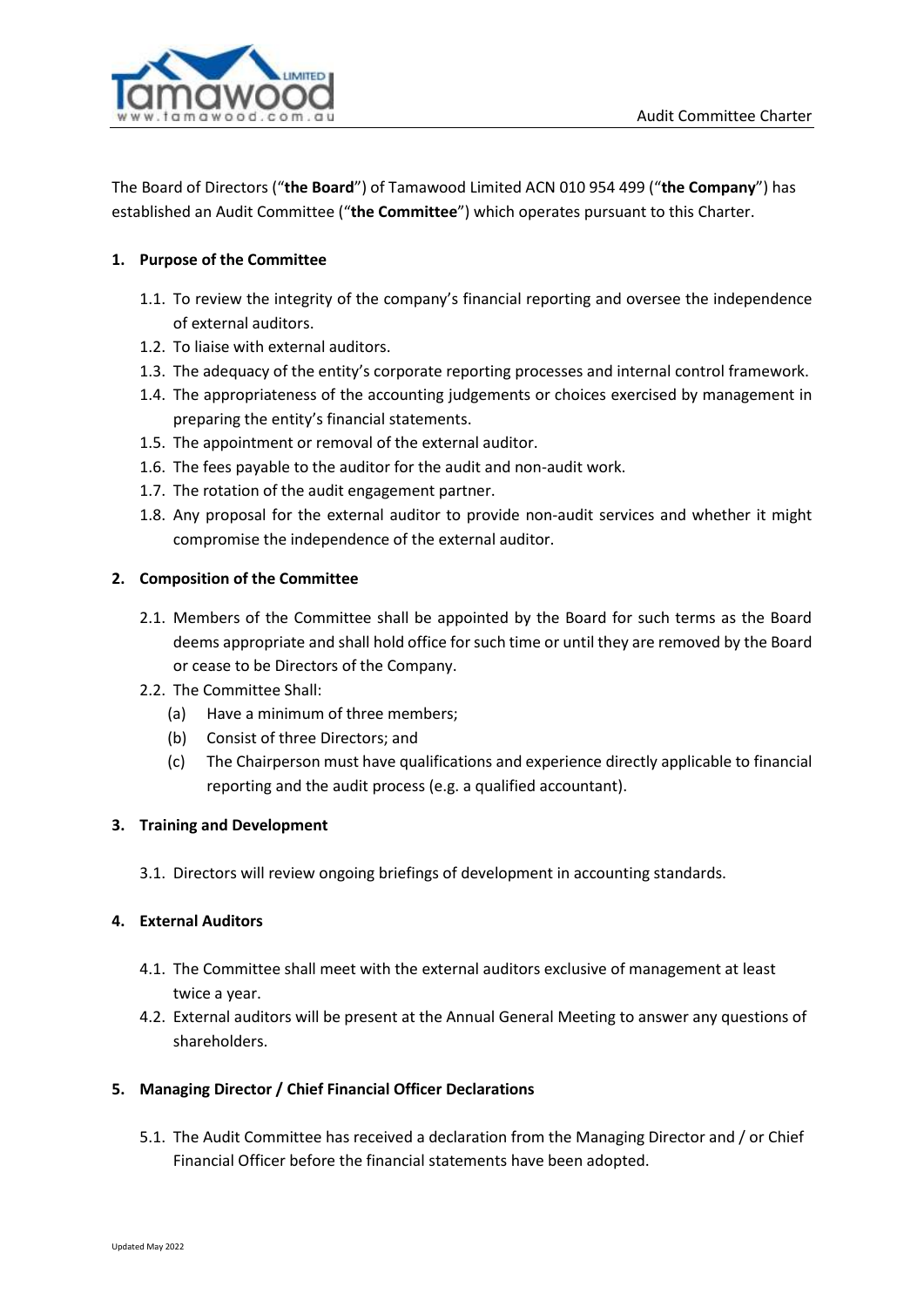The Board of Directors ("**the Board**") of Tamawood Limited ACN 010 954 499 ("**the Company**") has established an Audit Committee ("**the Committee**") which operates pursuant to this Charter.

## 1. Purpose of the Committee

1.1. To review the integrity of the company's financial reporting and oversee the independence of external auditors.

1.2. To liaise with external auditors.

1.3. The adequacy of the entity's corporate reporting processes and internal control framework.

1.4. The appropriateness of the accounting judgements or choices exercised by management in preparing the entity's financial statements.

1.5. The appointment or removal of the external auditor.

1.6. The fees payable to the auditor for the audit and non-audit work.

1.7. The rotation of the audit engagement partner.

1.8. Any proposal for the external auditor to provide non-audit services and whether it might compromise the independence of the external auditor.

## 2. Composition of the Committee

2.1. Members of the Committee shall be appointed by the Board for such terms as the Board deems appropriate and shall hold office for such time or until they are removed by the Board or cease to be Directors of the Company.

2.2. The Committee Shall:

(a) Have a minimum of three members;

(b) Consist of three Directors; and

(c) The Chairperson must have qualifications and experience directly applicable to financial reporting and the audit process (e.g. a qualified accountant).

## 3. Training and Development

3.1. Directors will review ongoing briefings of development in accounting standards.

## 4. External Auditors

4.1. The Committee shall meet with the external auditors exclusive of management at least twice a year.

4.2. External auditors will be present at the Annual General Meeting to answer any questions of shareholders.

## 5. Managing Director / Chief Financial Officer Declarations

5.1. The Audit Committee has received a declaration from the Managing Director and / or Chief Financial Officer before the financial statements have been adopted.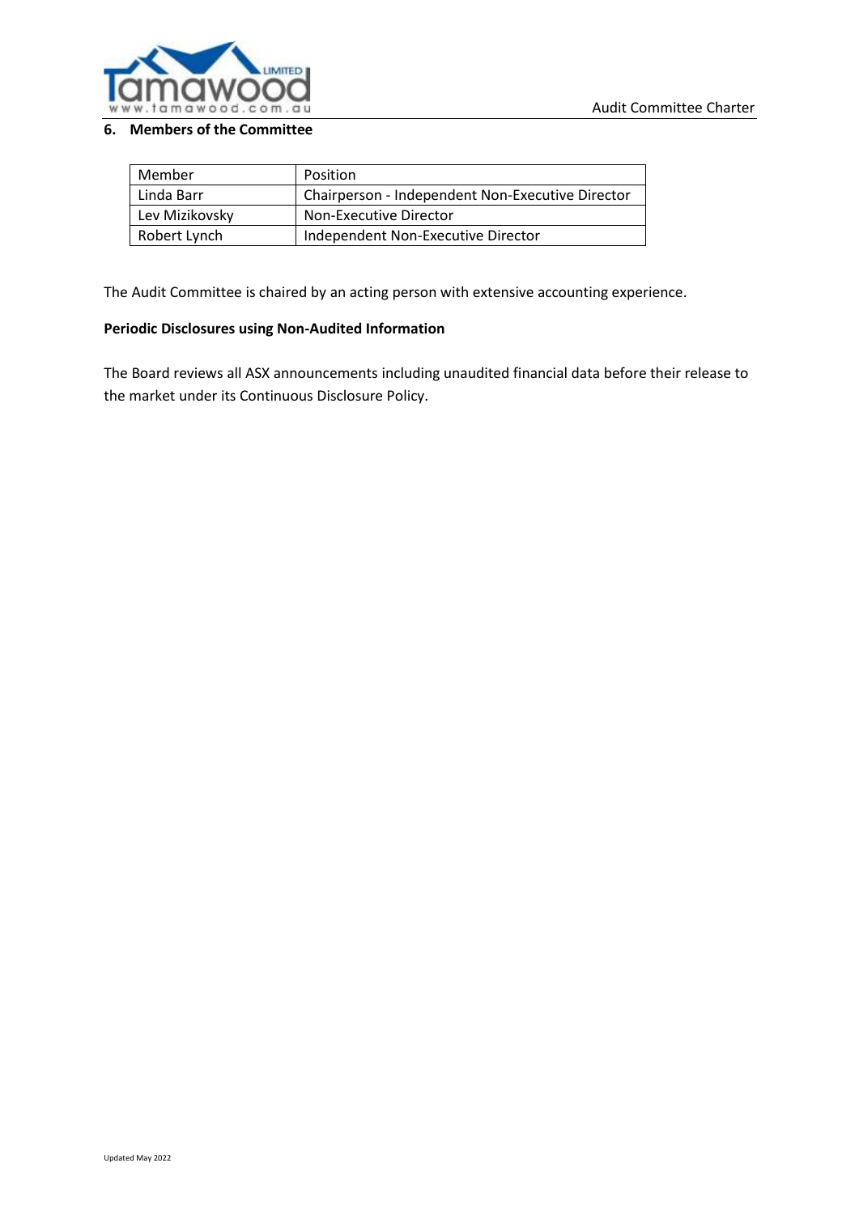## 6. Members of the Committee

| Member | Position |
| --- | --- |
| Linda Barr | Chairperson - Independent Non-Executive Director |
| Lev Mizikovsky | Non-Executive Director |
| Robert Lynch | Independent Non-Executive Director |

The Audit Committee is chaired by an acting person with extensive accounting experience.

**Periodic Disclosures using Non-Audited Information**

The Board reviews all ASX announcements including unaudited financial data before their release to the market under its Continuous Disclosure Policy.